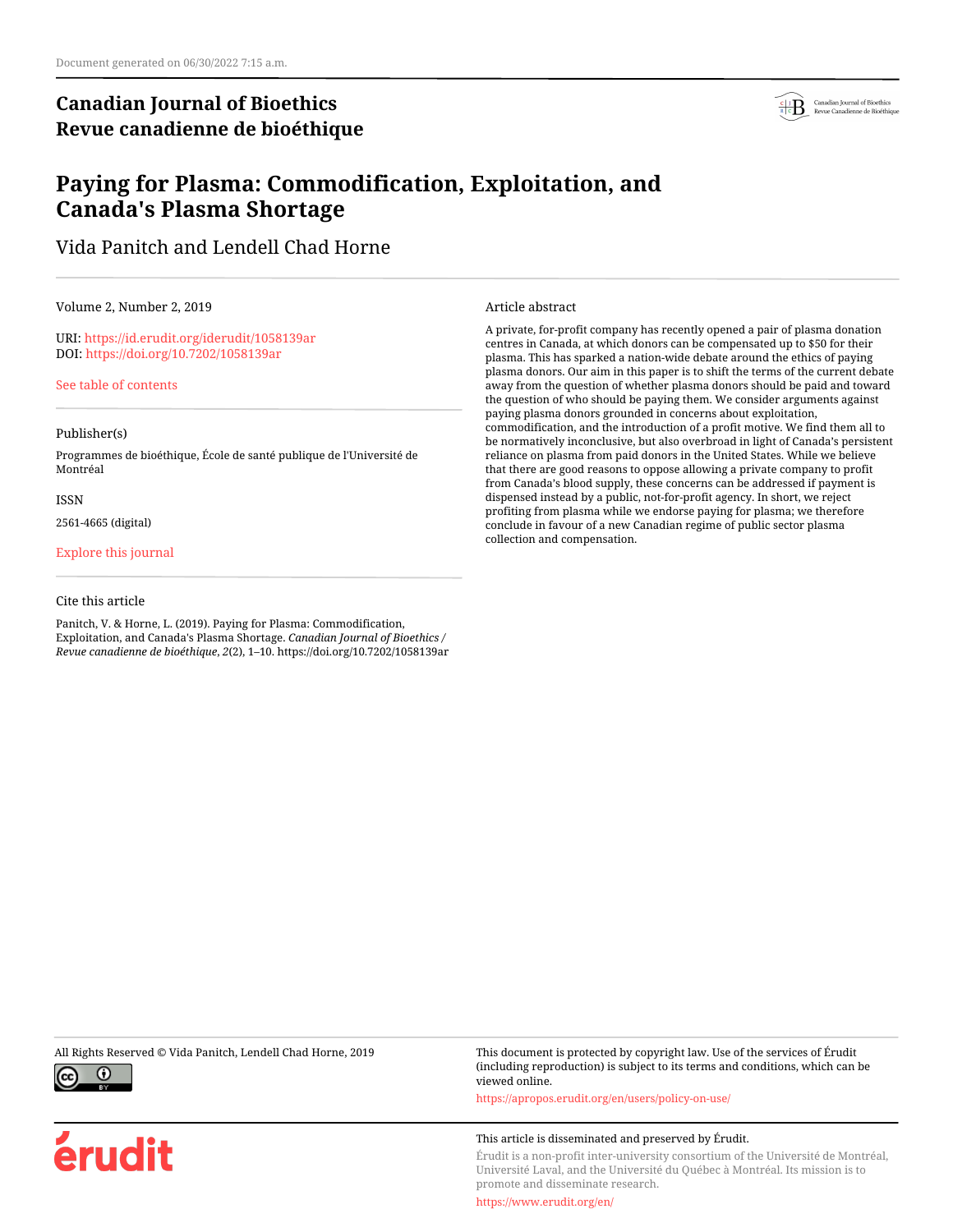Document generated on 06/30/2022 7:15 a.m.

**Canadian Journal of Bioethics**
**Revue canadienne de bioéthique**

# Paying for Plasma: Commodification, Exploitation, and Canada's Plasma Shortage

Vida Panitch and Lendell Chad Horne

Volume 2, Number 2, 2019

URI: https://id.erudit.org/iderudit/1058139ar
DOI: https://doi.org/10.7202/1058139ar

See table of contents

Publisher(s)

Programmes de bioéthique, École de santé publique de l'Université de Montréal

ISSN

2561-4665 (digital)

Explore this journal

Cite this article

Panitch, V. & Horne, L. (2019). Paying for Plasma: Commodification, Exploitation, and Canada's Plasma Shortage. *Canadian Journal of Bioethics / Revue canadienne de bioéthique*, *2*(2), 1–10. https://doi.org/10.7202/1058139ar

Article abstract

A private, for-profit company has recently opened a pair of plasma donation centres in Canada, at which donors can be compensated up to $50 for their plasma. This has sparked a nation-wide debate around the ethics of paying plasma donors. Our aim in this paper is to shift the terms of the current debate away from the question of whether plasma donors should be paid and toward the question of who should be paying them. We consider arguments against paying plasma donors grounded in concerns about exploitation, commodification, and the introduction of a profit motive. We find them all to be normatively inconclusive, but also overbroad in light of Canada's persistent reliance on plasma from paid donors in the United States. While we believe that there are good reasons to oppose allowing a private company to profit from Canada's blood supply, these concerns can be addressed if payment is dispensed instead by a public, not-for-profit agency. In short, we reject profiting from plasma while we endorse paying for plasma; we therefore conclude in favour of a new Canadian regime of public sector plasma collection and compensation.

All Rights Reserved © Vida Panitch, Lendell Chad Horne, 2019

This document is protected by copyright law. Use of the services of Érudit (including reproduction) is subject to its terms and conditions, which can be viewed online.

https://apropos.erudit.org/en/users/policy-on-use/

This article is disseminated and preserved by Érudit.

Érudit is a non-profit inter-university consortium of the Université de Montréal, Université Laval, and the Université du Québec à Montréal. Its mission is to promote and disseminate research.

https://www.erudit.org/en/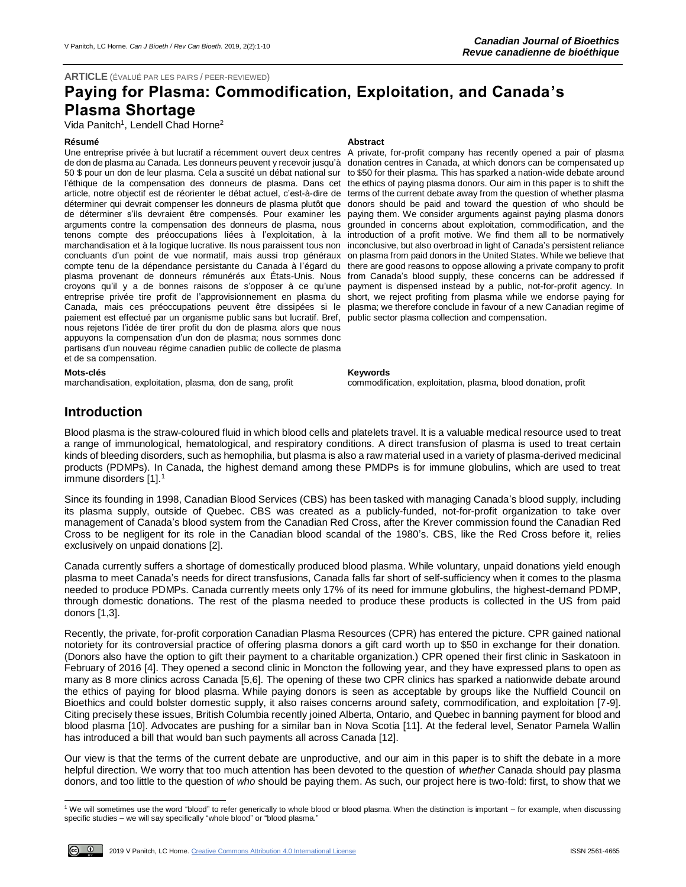**ARTICLE** (ÉVALUÉ PAR LES PAIRS / PEER-REVIEWED)

# Paying for Plasma: Commodification, Exploitation, and Canada's Plasma Shortage

Vida Panitch[1], Lendell Chad Horne[2]

**Résumé**

Une entreprise privée à but lucratif a récemment ouvert deux centres de don de plasma au Canada. Les donneurs peuvent y recevoir jusqu'à 50 $ pour un don de leur plasma. Cela a suscité un débat national sur l'éthique de la compensation des donneurs de plasma. Dans cet article, notre objectif est de réorienter le débat actuel, c'est-à-dire de déterminer qui devrait compenser les donneurs de plasma plutôt que de déterminer s'ils devraient être compensés. Pour examiner les arguments contre la compensation des donneurs de plasma, nous tenons compte des préoccupations liées à l'exploitation, à la marchandisation et à la logique lucrative. Ils nous paraissent tous non concluants d'un point de vue normatif, mais aussi trop généraux compte tenu de la dépendance persistante du Canada à l'égard du plasma provenant de donneurs rémunérés aux États-Unis. Nous croyons qu'il y a de bonnes raisons de s'opposer à ce qu'une entreprise privée tire profit de l'approvisionnement en plasma du Canada, mais ces préoccupations peuvent être dissipées si le paiement est effectué par un organisme public sans but lucratif. Bref, nous rejetons l'idée de tirer profit du don de plasma alors que nous appuyons la compensation d'un don de plasma; nous sommes donc partisans d'un nouveau régime canadien public de collecte de plasma et de sa compensation.

**Mots-clés**

marchandisation, exploitation, plasma, don de sang, profit

**Abstract**

A private, for-profit company has recently opened a pair of plasma donation centres in Canada, at which donors can be compensated up to $50 for their plasma. This has sparked a nation-wide debate around the ethics of paying plasma donors. Our aim in this paper is to shift the terms of the current debate away from the question of whether plasma donors should be paid and toward the question of who should be paying them. We consider arguments against paying plasma donors grounded in concerns about exploitation, commodification, and the introduction of a profit motive. We find them all to be normatively inconclusive, but also overbroad in light of Canada's persistent reliance on plasma from paid donors in the United States. While we believe that there are good reasons to oppose allowing a private company to profit from Canada's blood supply, these concerns can be addressed if payment is dispensed instead by a public, not-for-profit agency. In short, we reject profiting from plasma while we endorse paying for plasma; we therefore conclude in favour of a new Canadian regime of public sector plasma collection and compensation.

**Keywords**

commodification, exploitation, plasma, blood donation, profit

## Introduction

Blood plasma is the straw-coloured fluid in which blood cells and platelets travel. It is a valuable medical resource used to treat a range of immunological, hematological, and respiratory conditions. A direct transfusion of plasma is used to treat certain kinds of bleeding disorders, such as hemophilia, but plasma is also a raw material used in a variety of plasma-derived medicinal products (PDMPs). In Canada, the highest demand among these PMDPs is for immune globulins, which are used to treat immune disorders [1].[1]

Since its founding in 1998, Canadian Blood Services (CBS) has been tasked with managing Canada's blood supply, including its plasma supply, outside of Quebec. CBS was created as a publicly-funded, not-for-profit organization to take over management of Canada's blood system from the Canadian Red Cross, after the Krever commission found the Canadian Red Cross to be negligent for its role in the Canadian blood scandal of the 1980's. CBS, like the Red Cross before it, relies exclusively on unpaid donations [2].

Canada currently suffers a shortage of domestically produced blood plasma. While voluntary, unpaid donations yield enough plasma to meet Canada's needs for direct transfusions, Canada falls far short of self-sufficiency when it comes to the plasma needed to produce PDMPs. Canada currently meets only 17% of its need for immune globulins, the highest-demand PDMP, through domestic donations. The rest of the plasma needed to produce these products is collected in the US from paid donors [1,3].

Recently, the private, for-profit corporation Canadian Plasma Resources (CPR) has entered the picture. CPR gained national notoriety for its controversial practice of offering plasma donors a gift card worth up to $50 in exchange for their donation. (Donors also have the option to gift their payment to a charitable organization.) CPR opened their first clinic in Saskatoon in February of 2016 [4]. They opened a second clinic in Moncton the following year, and they have expressed plans to open as many as 8 more clinics across Canada [5,6]. The opening of these two CPR clinics has sparked a nationwide debate around the ethics of paying for blood plasma. While paying donors is seen as acceptable by groups like the Nuffield Council on Bioethics and could bolster domestic supply, it also raises concerns around safety, commodification, and exploitation [7-9]. Citing precisely these issues, British Columbia recently joined Alberta, Ontario, and Quebec in banning payment for blood and blood plasma [10]. Advocates are pushing for a similar ban in Nova Scotia [11]. At the federal level, Senator Pamela Wallin has introduced a bill that would ban such payments all across Canada [12].

Our view is that the terms of the current debate are unproductive, and our aim in this paper is to shift the debate in a more helpful direction. We worry that too much attention has been devoted to the question of *whether* Canada should pay plasma donors, and too little to the question of *who* should be paying them. As such, our project here is two-fold: first, to show that we

[1] We will sometimes use the word "blood" to refer generically to whole blood or blood plasma. When the distinction is important – for example, when discussing specific studies – we will say specifically "whole blood" or "blood plasma."

2019 V Panitch, LC Horne. Creative Commons Attribution 4.0 International License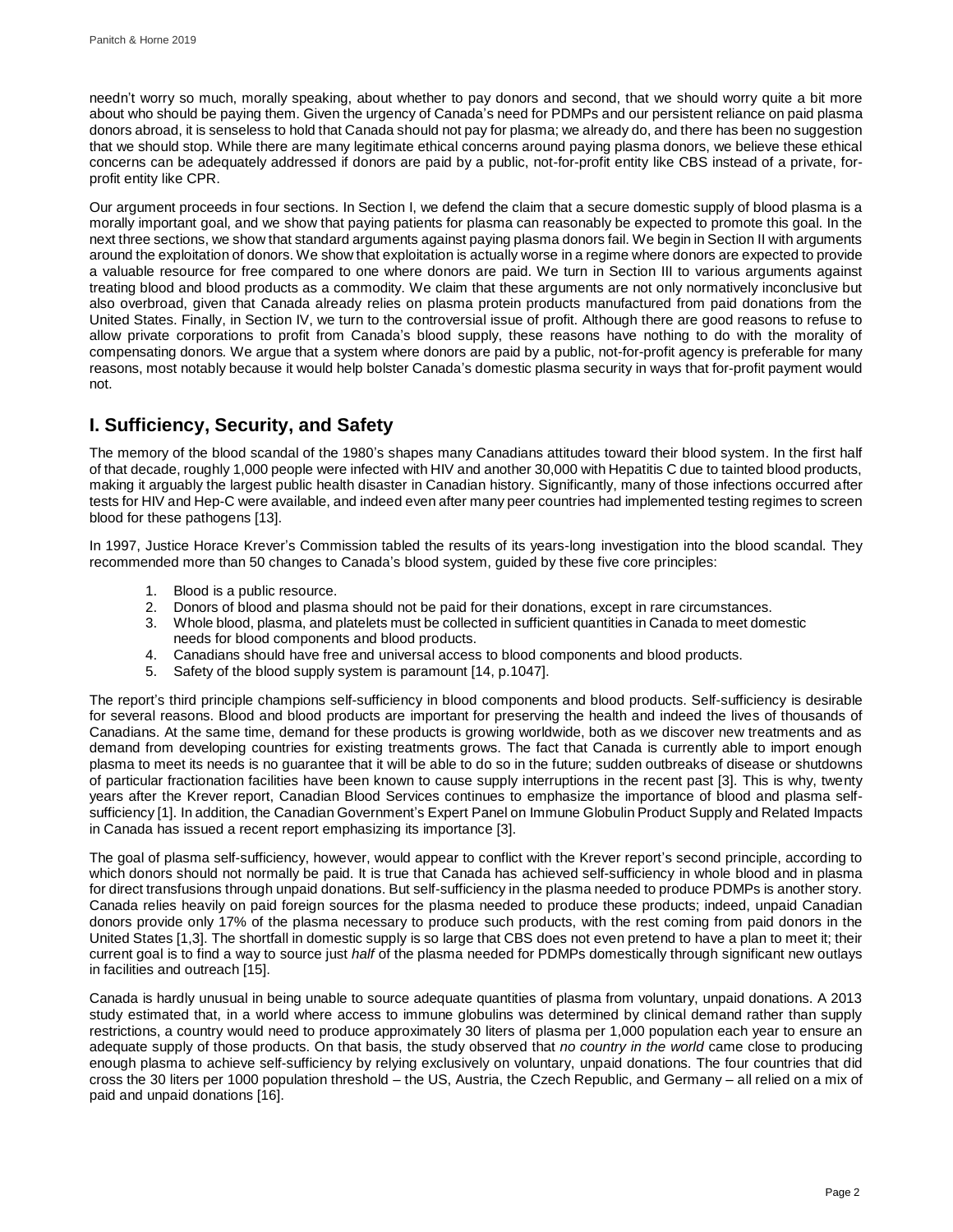needn't worry so much, morally speaking, about whether to pay donors and second, that we should worry quite a bit more about who should be paying them. Given the urgency of Canada's need for PDMPs and our persistent reliance on paid plasma donors abroad, it is senseless to hold that Canada should not pay for plasma; we already do, and there has been no suggestion that we should stop. While there are many legitimate ethical concerns around paying plasma donors, we believe these ethical concerns can be adequately addressed if donors are paid by a public, not-for-profit entity like CBS instead of a private, for-profit entity like CPR.

Our argument proceeds in four sections. In Section I, we defend the claim that a secure domestic supply of blood plasma is a morally important goal, and we show that paying patients for plasma can reasonably be expected to promote this goal. In the next three sections, we show that standard arguments against paying plasma donors fail. We begin in Section II with arguments around the exploitation of donors. We show that exploitation is actually worse in a regime where donors are expected to provide a valuable resource for free compared to one where donors are paid. We turn in Section III to various arguments against treating blood and blood products as a commodity. We claim that these arguments are not only normatively inconclusive but also overbroad, given that Canada already relies on plasma protein products manufactured from paid donations from the United States. Finally, in Section IV, we turn to the controversial issue of profit. Although there are good reasons to refuse to allow private corporations to profit from Canada's blood supply, these reasons have nothing to do with the morality of compensating donors. We argue that a system where donors are paid by a public, not-for-profit agency is preferable for many reasons, most notably because it would help bolster Canada's domestic plasma security in ways that for-profit payment would not.

## I. Sufficiency, Security, and Safety

The memory of the blood scandal of the 1980's shapes many Canadians attitudes toward their blood system. In the first half of that decade, roughly 1,000 people were infected with HIV and another 30,000 with Hepatitis C due to tainted blood products, making it arguably the largest public health disaster in Canadian history. Significantly, many of those infections occurred after tests for HIV and Hep-C were available, and indeed even after many peer countries had implemented testing regimes to screen blood for these pathogens [13].

In 1997, Justice Horace Krever's Commission tabled the results of its years-long investigation into the blood scandal. They recommended more than 50 changes to Canada's blood system, guided by these five core principles:

1. Blood is a public resource.
2. Donors of blood and plasma should not be paid for their donations, except in rare circumstances.
3. Whole blood, plasma, and platelets must be collected in sufficient quantities in Canada to meet domestic needs for blood components and blood products.
4. Canadians should have free and universal access to blood components and blood products.
5. Safety of the blood supply system is paramount [14, p.1047].

The report's third principle champions self-sufficiency in blood components and blood products. Self-sufficiency is desirable for several reasons. Blood and blood products are important for preserving the health and indeed the lives of thousands of Canadians. At the same time, demand for these products is growing worldwide, both as we discover new treatments and as demand from developing countries for existing treatments grows. The fact that Canada is currently able to import enough plasma to meet its needs is no guarantee that it will be able to do so in the future; sudden outbreaks of disease or shutdowns of particular fractionation facilities have been known to cause supply interruptions in the recent past [3]. This is why, twenty years after the Krever report, Canadian Blood Services continues to emphasize the importance of blood and plasma self-sufficiency [1]. In addition, the Canadian Government's Expert Panel on Immune Globulin Product Supply and Related Impacts in Canada has issued a recent report emphasizing its importance [3].

The goal of plasma self-sufficiency, however, would appear to conflict with the Krever report's second principle, according to which donors should not normally be paid. It is true that Canada has achieved self-sufficiency in whole blood and in plasma for direct transfusions through unpaid donations. But self-sufficiency in the plasma needed to produce PDMPs is another story. Canada relies heavily on paid foreign sources for the plasma needed to produce these products; indeed, unpaid Canadian donors provide only 17% of the plasma necessary to produce such products, with the rest coming from paid donors in the United States [1,3]. The shortfall in domestic supply is so large that CBS does not even pretend to have a plan to meet it; their current goal is to find a way to source just *half* of the plasma needed for PDMPs domestically through significant new outlays in facilities and outreach [15].

Canada is hardly unusual in being unable to source adequate quantities of plasma from voluntary, unpaid donations. A 2013 study estimated that, in a world where access to immune globulins was determined by clinical demand rather than supply restrictions, a country would need to produce approximately 30 liters of plasma per 1,000 population each year to ensure an adequate supply of those products. On that basis, the study observed that *no country in the world* came close to producing enough plasma to achieve self-sufficiency by relying exclusively on voluntary, unpaid donations. The four countries that did cross the 30 liters per 1000 population threshold – the US, Austria, the Czech Republic, and Germany – all relied on a mix of paid and unpaid donations [16].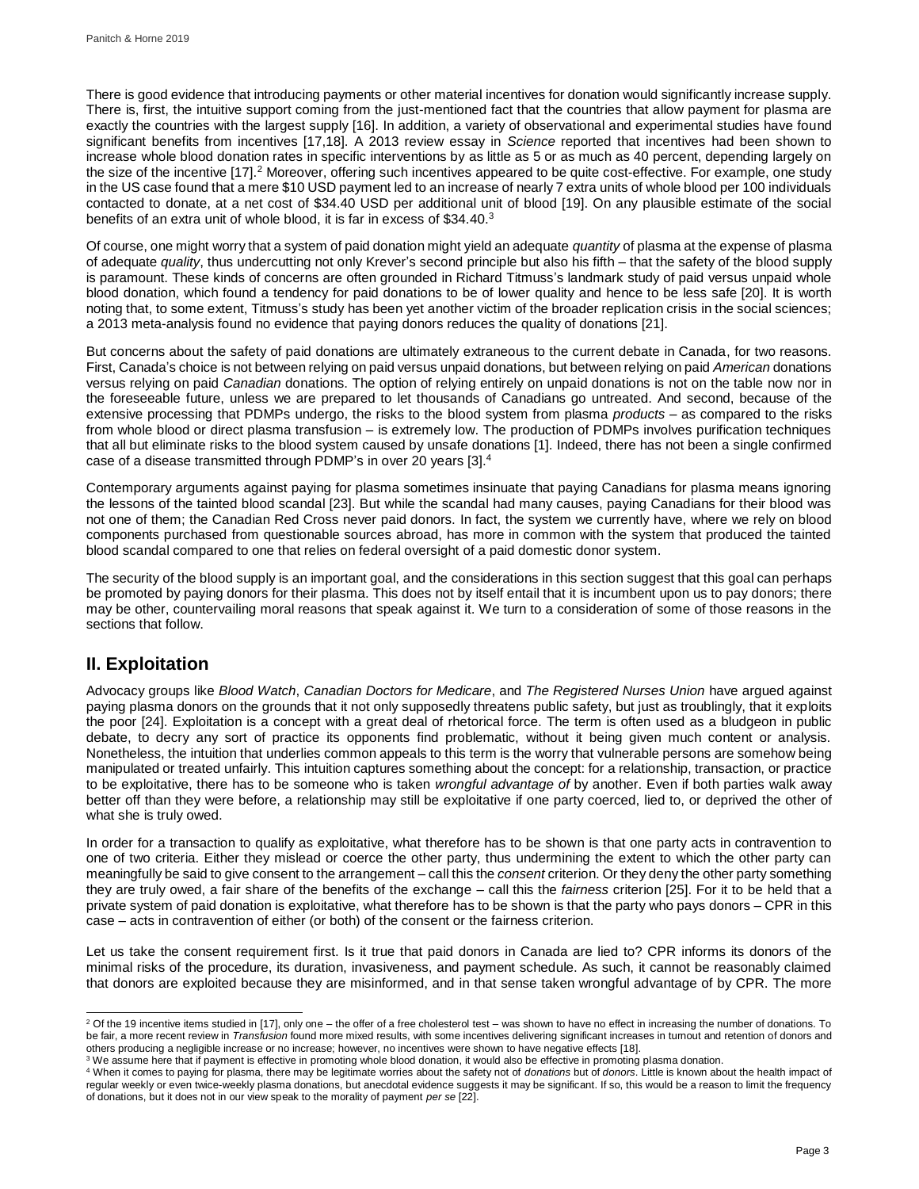There is good evidence that introducing payments or other material incentives for donation would significantly increase supply. There is, first, the intuitive support coming from the just-mentioned fact that the countries that allow payment for plasma are exactly the countries with the largest supply [16]. In addition, a variety of observational and experimental studies have found significant benefits from incentives [17,18]. A 2013 review essay in *Science* reported that incentives had been shown to increase whole blood donation rates in specific interventions by as little as 5 or as much as 40 percent, depending largely on the size of the incentive [17].[2] Moreover, offering such incentives appeared to be quite cost-effective. For example, one study in the US case found that a mere $10 USD payment led to an increase of nearly 7 extra units of whole blood per 100 individuals contacted to donate, at a net cost of $34.40 USD per additional unit of blood [19]. On any plausible estimate of the social benefits of an extra unit of whole blood, it is far in excess of $34.40.[3]

Of course, one might worry that a system of paid donation might yield an adequate *quantity* of plasma at the expense of plasma of adequate *quality*, thus undercutting not only Krever's second principle but also his fifth – that the safety of the blood supply is paramount. These kinds of concerns are often grounded in Richard Titmuss's landmark study of paid versus unpaid whole blood donation, which found a tendency for paid donations to be of lower quality and hence to be less safe [20]. It is worth noting that, to some extent, Titmuss's study has been yet another victim of the broader replication crisis in the social sciences; a 2013 meta-analysis found no evidence that paying donors reduces the quality of donations [21].

But concerns about the safety of paid donations are ultimately extraneous to the current debate in Canada, for two reasons. First, Canada's choice is not between relying on paid versus unpaid donations, but between relying on paid *American* donations versus relying on paid *Canadian* donations. The option of relying entirely on unpaid donations is not on the table now nor in the foreseeable future, unless we are prepared to let thousands of Canadians go untreated. And second, because of the extensive processing that PDMPs undergo, the risks to the blood system from plasma *products* – as compared to the risks from whole blood or direct plasma transfusion – is extremely low. The production of PDMPs involves purification techniques that all but eliminate risks to the blood system caused by unsafe donations [1]. Indeed, there has not been a single confirmed case of a disease transmitted through PDMP's in over 20 years [3].[4]

Contemporary arguments against paying for plasma sometimes insinuate that paying Canadians for plasma means ignoring the lessons of the tainted blood scandal [23]. But while the scandal had many causes, paying Canadians for their blood was not one of them; the Canadian Red Cross never paid donors. In fact, the system we currently have, where we rely on blood components purchased from questionable sources abroad, has more in common with the system that produced the tainted blood scandal compared to one that relies on federal oversight of a paid domestic donor system.

The security of the blood supply is an important goal, and the considerations in this section suggest that this goal can perhaps be promoted by paying donors for their plasma. This does not by itself entail that it is incumbent upon us to pay donors; there may be other, countervailing moral reasons that speak against it. We turn to a consideration of some of those reasons in the sections that follow.

## II. Exploitation

Advocacy groups like *Blood Watch*, *Canadian Doctors for Medicare*, and *The Registered Nurses Union* have argued against paying plasma donors on the grounds that it not only supposedly threatens public safety, but just as troublingly, that it exploits the poor [24]. Exploitation is a concept with a great deal of rhetorical force. The term is often used as a bludgeon in public debate, to decry any sort of practice its opponents find problematic, without it being given much content or analysis. Nonetheless, the intuition that underlies common appeals to this term is the worry that vulnerable persons are somehow being manipulated or treated unfairly. This intuition captures something about the concept: for a relationship, transaction, or practice to be exploitative, there has to be someone who is taken *wrongful advantage of* by another. Even if both parties walk away better off than they were before, a relationship may still be exploitative if one party coerced, lied to, or deprived the other of what she is truly owed.

In order for a transaction to qualify as exploitative, what therefore has to be shown is that one party acts in contravention to one of two criteria. Either they mislead or coerce the other party, thus undermining the extent to which the other party can meaningfully be said to give consent to the arrangement – call this the *consent* criterion. Or they deny the other party something they are truly owed, a fair share of the benefits of the exchange – call this the *fairness* criterion [25]. For it to be held that a private system of paid donation is exploitative, what therefore has to be shown is that the party who pays donors – CPR in this case – acts in contravention of either (or both) of the consent or the fairness criterion.

Let us take the consent requirement first. Is it true that paid donors in Canada are lied to? CPR informs its donors of the minimal risks of the procedure, its duration, invasiveness, and payment schedule. As such, it cannot be reasonably claimed that donors are exploited because they are misinformed, and in that sense taken wrongful advantage of by CPR. The more

---

[2] Of the 19 incentive items studied in [17], only one – the offer of a free cholesterol test – was shown to have no effect in increasing the number of donations. To be fair, a more recent review in *Transfusion* found more mixed results, with some incentives delivering significant increases in turnout and retention of donors and others producing a negligible increase or no increase; however, no incentives were shown to have negative effects [18].

[3] We assume here that if payment is effective in promoting whole blood donation, it would also be effective in promoting plasma donation.

[4] When it comes to paying for plasma, there may be legitimate worries about the safety not of *donations* but of *donors*. Little is known about the health impact of regular weekly or even twice-weekly plasma donations, but anecdotal evidence suggests it may be significant. If so, this would be a reason to limit the frequency of donations, but it does not in our view speak to the morality of payment *per se* [22].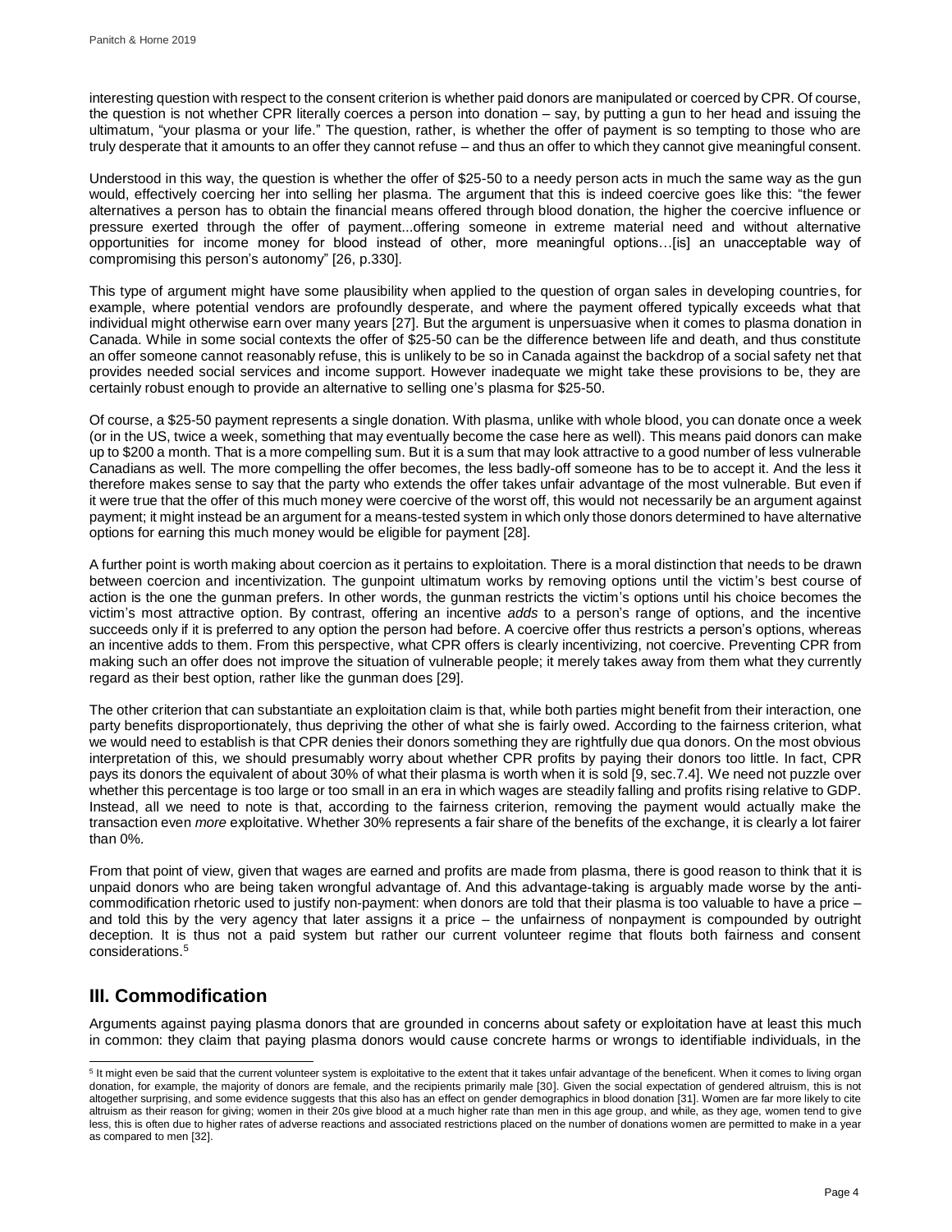interesting question with respect to the consent criterion is whether paid donors are manipulated or coerced by CPR. Of course, the question is not whether CPR literally coerces a person into donation – say, by putting a gun to her head and issuing the ultimatum, "your plasma or your life." The question, rather, is whether the offer of payment is so tempting to those who are truly desperate that it amounts to an offer they cannot refuse – and thus an offer to which they cannot give meaningful consent.

Understood in this way, the question is whether the offer of $25-50 to a needy person acts in much the same way as the gun would, effectively coercing her into selling her plasma. The argument that this is indeed coercive goes like this: "the fewer alternatives a person has to obtain the financial means offered through blood donation, the higher the coercive influence or pressure exerted through the offer of payment...offering someone in extreme material need and without alternative opportunities for income money for blood instead of other, more meaningful options…[is] an unacceptable way of compromising this person's autonomy" [26, p.330].

This type of argument might have some plausibility when applied to the question of organ sales in developing countries, for example, where potential vendors are profoundly desperate, and where the payment offered typically exceeds what that individual might otherwise earn over many years [27]. But the argument is unpersuasive when it comes to plasma donation in Canada. While in some social contexts the offer of $25-50 can be the difference between life and death, and thus constitute an offer someone cannot reasonably refuse, this is unlikely to be so in Canada against the backdrop of a social safety net that provides needed social services and income support. However inadequate we might take these provisions to be, they are certainly robust enough to provide an alternative to selling one's plasma for $25-50.

Of course, a $25-50 payment represents a single donation. With plasma, unlike with whole blood, you can donate once a week (or in the US, twice a week, something that may eventually become the case here as well). This means paid donors can make up to $200 a month. That is a more compelling sum. But it is a sum that may look attractive to a good number of less vulnerable Canadians as well. The more compelling the offer becomes, the less badly-off someone has to be to accept it. And the less it therefore makes sense to say that the party who extends the offer takes unfair advantage of the most vulnerable. But even if it were true that the offer of this much money were coercive of the worst off, this would not necessarily be an argument against payment; it might instead be an argument for a means-tested system in which only those donors determined to have alternative options for earning this much money would be eligible for payment [28].

A further point is worth making about coercion as it pertains to exploitation. There is a moral distinction that needs to be drawn between coercion and incentivization. The gunpoint ultimatum works by removing options until the victim's best course of action is the one the gunman prefers. In other words, the gunman restricts the victim's options until his choice becomes the victim's most attractive option. By contrast, offering an incentive *adds* to a person's range of options, and the incentive succeeds only if it is preferred to any option the person had before. A coercive offer thus restricts a person's options, whereas an incentive adds to them. From this perspective, what CPR offers is clearly incentivizing, not coercive. Preventing CPR from making such an offer does not improve the situation of vulnerable people; it merely takes away from them what they currently regard as their best option, rather like the gunman does [29].

The other criterion that can substantiate an exploitation claim is that, while both parties might benefit from their interaction, one party benefits disproportionately, thus depriving the other of what she is fairly owed. According to the fairness criterion, what we would need to establish is that CPR denies their donors something they are rightfully due qua donors. On the most obvious interpretation of this, we should presumably worry about whether CPR profits by paying their donors too little. In fact, CPR pays its donors the equivalent of about 30% of what their plasma is worth when it is sold [9, sec.7.4]. We need not puzzle over whether this percentage is too large or too small in an era in which wages are steadily falling and profits rising relative to GDP. Instead, all we need to note is that, according to the fairness criterion, removing the payment would actually make the transaction even *more* exploitative. Whether 30% represents a fair share of the benefits of the exchange, it is clearly a lot fairer than 0%.

From that point of view, given that wages are earned and profits are made from plasma, there is good reason to think that it is unpaid donors who are being taken wrongful advantage of. And this advantage-taking is arguably made worse by the anti-commodification rhetoric used to justify non-payment: when donors are told that their plasma is too valuable to have a price – and told this by the very agency that later assigns it a price – the unfairness of nonpayment is compounded by outright deception. It is thus not a paid system but rather our current volunteer regime that flouts both fairness and consent considerations.[5]

## III. Commodification

Arguments against paying plasma donors that are grounded in concerns about safety or exploitation have at least this much in common: they claim that paying plasma donors would cause concrete harms or wrongs to identifiable individuals, in the

---

[5] It might even be said that the current volunteer system is exploitative to the extent that it takes unfair advantage of the beneficent. When it comes to living organ donation, for example, the majority of donors are female, and the recipients primarily male [30]. Given the social expectation of gendered altruism, this is not altogether surprising, and some evidence suggests that this also has an effect on gender demographics in blood donation [31]. Women are far more likely to cite altruism as their reason for giving; women in their 20s give blood at a much higher rate than men in this age group, and while, as they age, women tend to give less, this is often due to higher rates of adverse reactions and associated restrictions placed on the number of donations women are permitted to make in a year as compared to men [32].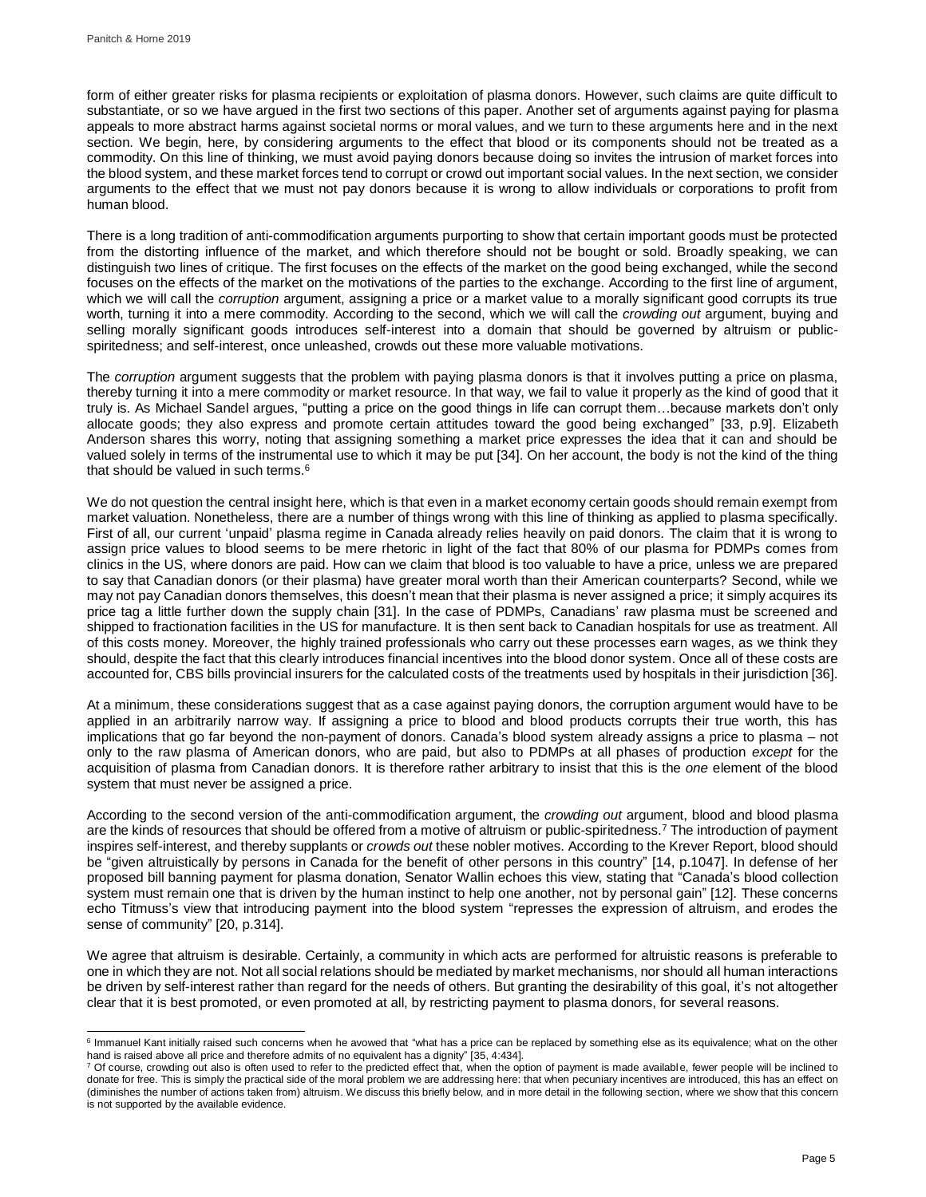form of either greater risks for plasma recipients or exploitation of plasma donors. However, such claims are quite difficult to substantiate, or so we have argued in the first two sections of this paper. Another set of arguments against paying for plasma appeals to more abstract harms against societal norms or moral values, and we turn to these arguments here and in the next section. We begin, here, by considering arguments to the effect that blood or its components should not be treated as a commodity. On this line of thinking, we must avoid paying donors because doing so invites the intrusion of market forces into the blood system, and these market forces tend to corrupt or crowd out important social values. In the next section, we consider arguments to the effect that we must not pay donors because it is wrong to allow individuals or corporations to profit from human blood.

There is a long tradition of anti-commodification arguments purporting to show that certain important goods must be protected from the distorting influence of the market, and which therefore should not be bought or sold. Broadly speaking, we can distinguish two lines of critique. The first focuses on the effects of the market on the good being exchanged, while the second focuses on the effects of the market on the motivations of the parties to the exchange. According to the first line of argument, which we will call the *corruption* argument, assigning a price or a market value to a morally significant good corrupts its true worth, turning it into a mere commodity. According to the second, which we will call the *crowding out* argument, buying and selling morally significant goods introduces self-interest into a domain that should be governed by altruism or public-spiritedness; and self-interest, once unleashed, crowds out these more valuable motivations.

The *corruption* argument suggests that the problem with paying plasma donors is that it involves putting a price on plasma, thereby turning it into a mere commodity or market resource. In that way, we fail to value it properly as the kind of good that it truly is. As Michael Sandel argues, "putting a price on the good things in life can corrupt them…because markets don't only allocate goods; they also express and promote certain attitudes toward the good being exchanged" [33, p.9]. Elizabeth Anderson shares this worry, noting that assigning something a market price expresses the idea that it can and should be valued solely in terms of the instrumental use to which it may be put [34]. On her account, the body is not the kind of the thing that should be valued in such terms.[6]

We do not question the central insight here, which is that even in a market economy certain goods should remain exempt from market valuation. Nonetheless, there are a number of things wrong with this line of thinking as applied to plasma specifically. First of all, our current 'unpaid' plasma regime in Canada already relies heavily on paid donors. The claim that it is wrong to assign price values to blood seems to be mere rhetoric in light of the fact that 80% of our plasma for PDMPs comes from clinics in the US, where donors are paid. How can we claim that blood is too valuable to have a price, unless we are prepared to say that Canadian donors (or their plasma) have greater moral worth than their American counterparts? Second, while we may not pay Canadian donors themselves, this doesn't mean that their plasma is never assigned a price; it simply acquires its price tag a little further down the supply chain [31]. In the case of PDMPs, Canadians' raw plasma must be screened and shipped to fractionation facilities in the US for manufacture. It is then sent back to Canadian hospitals for use as treatment. All of this costs money. Moreover, the highly trained professionals who carry out these processes earn wages, as we think they should, despite the fact that this clearly introduces financial incentives into the blood donor system. Once all of these costs are accounted for, CBS bills provincial insurers for the calculated costs of the treatments used by hospitals in their jurisdiction [36].

At a minimum, these considerations suggest that as a case against paying donors, the corruption argument would have to be applied in an arbitrarily narrow way. If assigning a price to blood and blood products corrupts their true worth, this has implications that go far beyond the non-payment of donors. Canada's blood system already assigns a price to plasma – not only to the raw plasma of American donors, who are paid, but also to PDMPs at all phases of production *except* for the acquisition of plasma from Canadian donors. It is therefore rather arbitrary to insist that this is the *one* element of the blood system that must never be assigned a price.

According to the second version of the anti-commodification argument, the *crowding out* argument, blood and blood plasma are the kinds of resources that should be offered from a motive of altruism or public-spiritedness.[7] The introduction of payment inspires self-interest, and thereby supplants or *crowds out* these nobler motives. According to the Krever Report, blood should be "given altruistically by persons in Canada for the benefit of other persons in this country" [14, p.1047]. In defense of her proposed bill banning payment for plasma donation, Senator Wallin echoes this view, stating that "Canada's blood collection system must remain one that is driven by the human instinct to help one another, not by personal gain" [12]. These concerns echo Titmuss's view that introducing payment into the blood system "represses the expression of altruism, and erodes the sense of community" [20, p.314].

We agree that altruism is desirable. Certainly, a community in which acts are performed for altruistic reasons is preferable to one in which they are not. Not all social relations should be mediated by market mechanisms, nor should all human interactions be driven by self-interest rather than regard for the needs of others. But granting the desirability of this goal, it's not altogether clear that it is best promoted, or even promoted at all, by restricting payment to plasma donors, for several reasons.

---

[6] Immanuel Kant initially raised such concerns when he avowed that "what has a price can be replaced by something else as its equivalence; what on the other hand is raised above all price and therefore admits of no equivalent has a dignity" [35, 4:434].

[7] Of course, crowding out also is often used to refer to the predicted effect that, when the option of payment is made available, fewer people will be inclined to donate for free. This is simply the practical side of the moral problem we are addressing here: that when pecuniary incentives are introduced, this has an effect on (diminishes the number of actions taken from) altruism. We discuss this briefly below, and in more detail in the following section, where we show that this concern is not supported by the available evidence.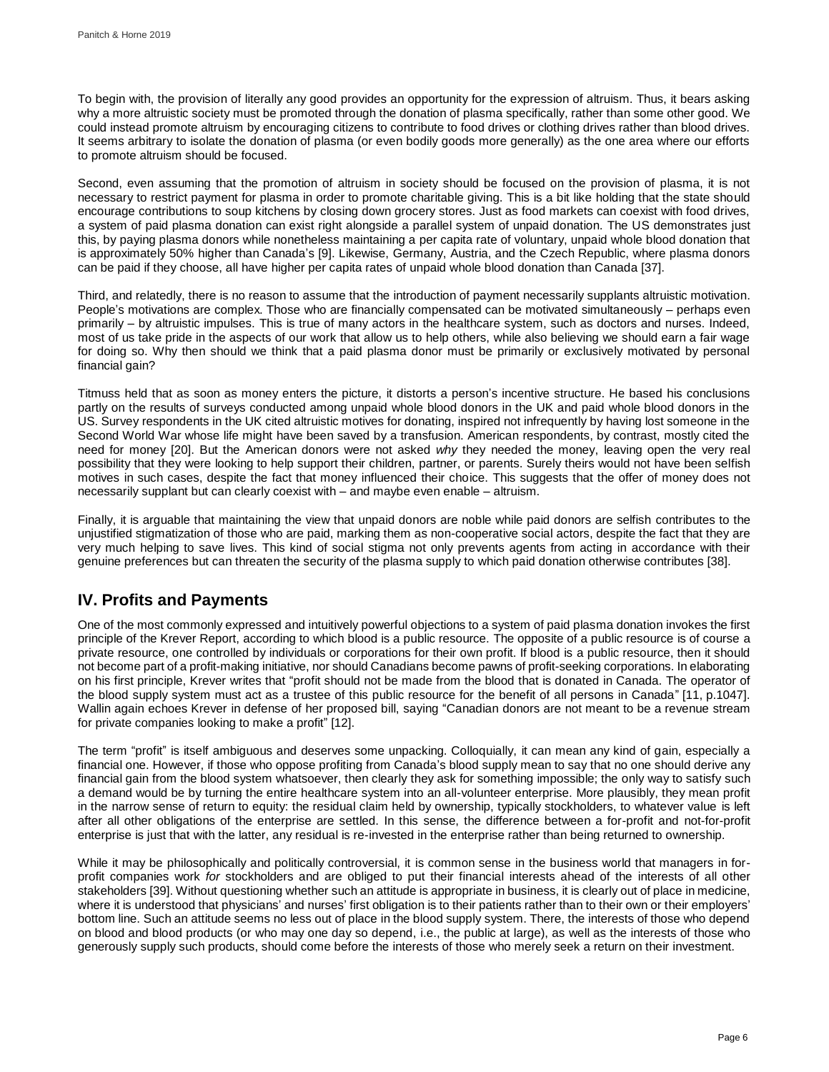To begin with, the provision of literally any good provides an opportunity for the expression of altruism. Thus, it bears asking why a more altruistic society must be promoted through the donation of plasma specifically, rather than some other good. We could instead promote altruism by encouraging citizens to contribute to food drives or clothing drives rather than blood drives. It seems arbitrary to isolate the donation of plasma (or even bodily goods more generally) as the one area where our efforts to promote altruism should be focused.

Second, even assuming that the promotion of altruism in society should be focused on the provision of plasma, it is not necessary to restrict payment for plasma in order to promote charitable giving. This is a bit like holding that the state should encourage contributions to soup kitchens by closing down grocery stores. Just as food markets can coexist with food drives, a system of paid plasma donation can exist right alongside a parallel system of unpaid donation. The US demonstrates just this, by paying plasma donors while nonetheless maintaining a per capita rate of voluntary, unpaid whole blood donation that is approximately 50% higher than Canada's [9]. Likewise, Germany, Austria, and the Czech Republic, where plasma donors can be paid if they choose, all have higher per capita rates of unpaid whole blood donation than Canada [37].

Third, and relatedly, there is no reason to assume that the introduction of payment necessarily supplants altruistic motivation. People's motivations are complex. Those who are financially compensated can be motivated simultaneously – perhaps even primarily – by altruistic impulses. This is true of many actors in the healthcare system, such as doctors and nurses. Indeed, most of us take pride in the aspects of our work that allow us to help others, while also believing we should earn a fair wage for doing so. Why then should we think that a paid plasma donor must be primarily or exclusively motivated by personal financial gain?

Titmuss held that as soon as money enters the picture, it distorts a person's incentive structure. He based his conclusions partly on the results of surveys conducted among unpaid whole blood donors in the UK and paid whole blood donors in the US. Survey respondents in the UK cited altruistic motives for donating, inspired not infrequently by having lost someone in the Second World War whose life might have been saved by a transfusion. American respondents, by contrast, mostly cited the need for money [20]. But the American donors were not asked *why* they needed the money, leaving open the very real possibility that they were looking to help support their children, partner, or parents. Surely theirs would not have been selfish motives in such cases, despite the fact that money influenced their choice. This suggests that the offer of money does not necessarily supplant but can clearly coexist with – and maybe even enable – altruism.

Finally, it is arguable that maintaining the view that unpaid donors are noble while paid donors are selfish contributes to the unjustified stigmatization of those who are paid, marking them as non-cooperative social actors, despite the fact that they are very much helping to save lives. This kind of social stigma not only prevents agents from acting in accordance with their genuine preferences but can threaten the security of the plasma supply to which paid donation otherwise contributes [38].

## IV. Profits and Payments

One of the most commonly expressed and intuitively powerful objections to a system of paid plasma donation invokes the first principle of the Krever Report, according to which blood is a public resource. The opposite of a public resource is of course a private resource, one controlled by individuals or corporations for their own profit. If blood is a public resource, then it should not become part of a profit-making initiative, nor should Canadians become pawns of profit-seeking corporations. In elaborating on his first principle, Krever writes that "profit should not be made from the blood that is donated in Canada. The operator of the blood supply system must act as a trustee of this public resource for the benefit of all persons in Canada" [11, p.1047]. Wallin again echoes Krever in defense of her proposed bill, saying "Canadian donors are not meant to be a revenue stream for private companies looking to make a profit" [12].

The term "profit" is itself ambiguous and deserves some unpacking. Colloquially, it can mean any kind of gain, especially a financial one. However, if those who oppose profiting from Canada's blood supply mean to say that no one should derive any financial gain from the blood system whatsoever, then clearly they ask for something impossible; the only way to satisfy such a demand would be by turning the entire healthcare system into an all-volunteer enterprise. More plausibly, they mean profit in the narrow sense of return to equity: the residual claim held by ownership, typically stockholders, to whatever value is left after all other obligations of the enterprise are settled. In this sense, the difference between a for-profit and not-for-profit enterprise is just that with the latter, any residual is re-invested in the enterprise rather than being returned to ownership.

While it may be philosophically and politically controversial, it is common sense in the business world that managers in for-profit companies work *for* stockholders and are obliged to put their financial interests ahead of the interests of all other stakeholders [39]. Without questioning whether such an attitude is appropriate in business, it is clearly out of place in medicine, where it is understood that physicians' and nurses' first obligation is to their patients rather than to their own or their employers' bottom line. Such an attitude seems no less out of place in the blood supply system. There, the interests of those who depend on blood and blood products (or who may one day so depend, i.e., the public at large), as well as the interests of those who generously supply such products, should come before the interests of those who merely seek a return on their investment.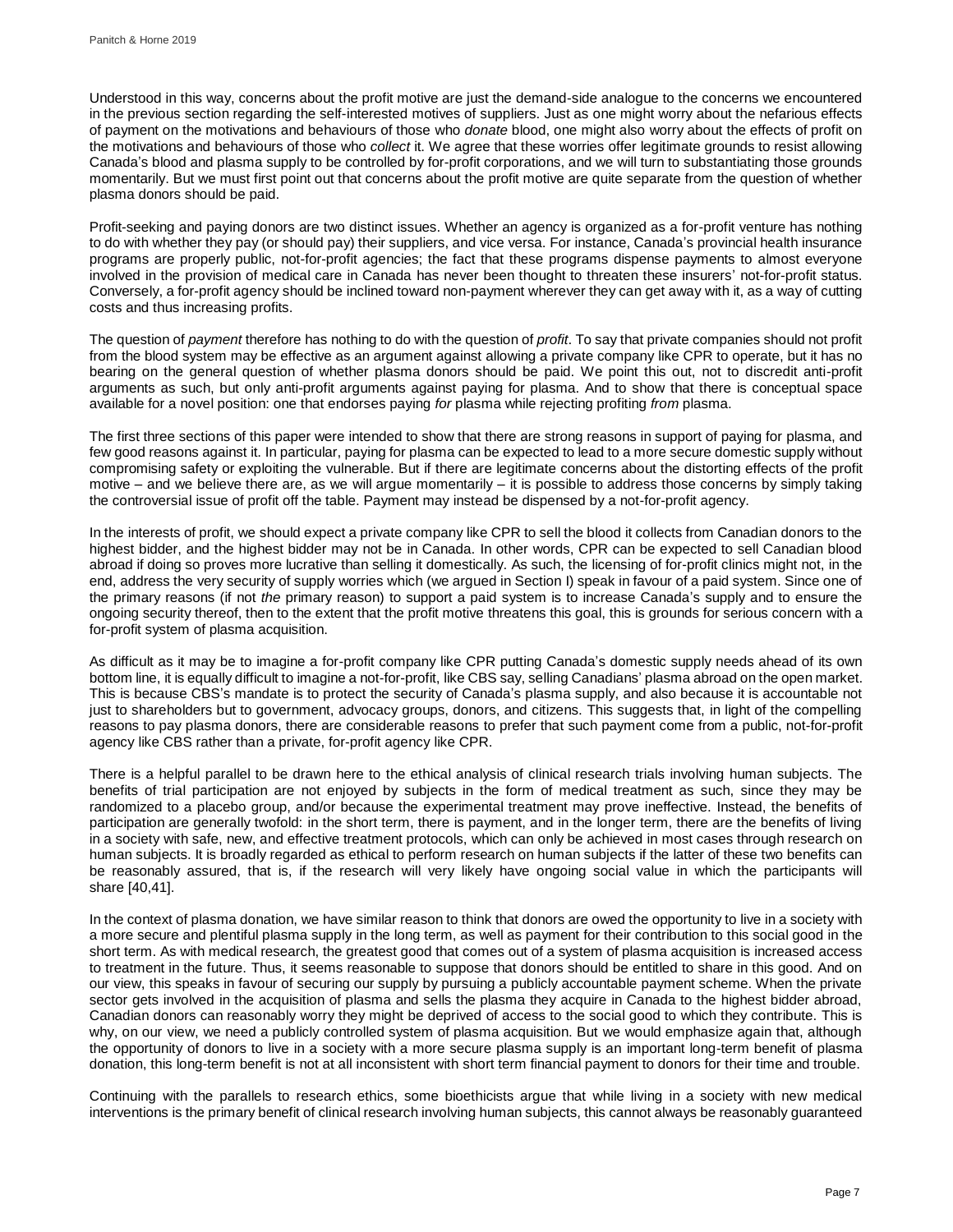Understood in this way, concerns about the profit motive are just the demand-side analogue to the concerns we encountered in the previous section regarding the self-interested motives of suppliers. Just as one might worry about the nefarious effects of payment on the motivations and behaviours of those who *donate* blood, one might also worry about the effects of profit on the motivations and behaviours of those who *collect* it. We agree that these worries offer legitimate grounds to resist allowing Canada's blood and plasma supply to be controlled by for-profit corporations, and we will turn to substantiating those grounds momentarily. But we must first point out that concerns about the profit motive are quite separate from the question of whether plasma donors should be paid.

Profit-seeking and paying donors are two distinct issues. Whether an agency is organized as a for-profit venture has nothing to do with whether they pay (or should pay) their suppliers, and vice versa. For instance, Canada's provincial health insurance programs are properly public, not-for-profit agencies; the fact that these programs dispense payments to almost everyone involved in the provision of medical care in Canada has never been thought to threaten these insurers' not-for-profit status. Conversely, a for-profit agency should be inclined toward non-payment wherever they can get away with it, as a way of cutting costs and thus increasing profits.

The question of *payment* therefore has nothing to do with the question of *profit*. To say that private companies should not profit from the blood system may be effective as an argument against allowing a private company like CPR to operate, but it has no bearing on the general question of whether plasma donors should be paid. We point this out, not to discredit anti-profit arguments as such, but only anti-profit arguments against paying for plasma. And to show that there is conceptual space available for a novel position: one that endorses paying *for* plasma while rejecting profiting *from* plasma.

The first three sections of this paper were intended to show that there are strong reasons in support of paying for plasma, and few good reasons against it. In particular, paying for plasma can be expected to lead to a more secure domestic supply without compromising safety or exploiting the vulnerable. But if there are legitimate concerns about the distorting effects of the profit motive – and we believe there are, as we will argue momentarily – it is possible to address those concerns by simply taking the controversial issue of profit off the table. Payment may instead be dispensed by a not-for-profit agency.

In the interests of profit, we should expect a private company like CPR to sell the blood it collects from Canadian donors to the highest bidder, and the highest bidder may not be in Canada. In other words, CPR can be expected to sell Canadian blood abroad if doing so proves more lucrative than selling it domestically. As such, the licensing of for-profit clinics might not, in the end, address the very security of supply worries which (we argued in Section I) speak in favour of a paid system. Since one of the primary reasons (if not *the* primary reason) to support a paid system is to increase Canada's supply and to ensure the ongoing security thereof, then to the extent that the profit motive threatens this goal, this is grounds for serious concern with a for-profit system of plasma acquisition.

As difficult as it may be to imagine a for-profit company like CPR putting Canada's domestic supply needs ahead of its own bottom line, it is equally difficult to imagine a not-for-profit, like CBS say, selling Canadians' plasma abroad on the open market. This is because CBS's mandate is to protect the security of Canada's plasma supply, and also because it is accountable not just to shareholders but to government, advocacy groups, donors, and citizens. This suggests that, in light of the compelling reasons to pay plasma donors, there are considerable reasons to prefer that such payment come from a public, not-for-profit agency like CBS rather than a private, for-profit agency like CPR.

There is a helpful parallel to be drawn here to the ethical analysis of clinical research trials involving human subjects. The benefits of trial participation are not enjoyed by subjects in the form of medical treatment as such, since they may be randomized to a placebo group, and/or because the experimental treatment may prove ineffective. Instead, the benefits of participation are generally twofold: in the short term, there is payment, and in the longer term, there are the benefits of living in a society with safe, new, and effective treatment protocols, which can only be achieved in most cases through research on human subjects. It is broadly regarded as ethical to perform research on human subjects if the latter of these two benefits can be reasonably assured, that is, if the research will very likely have ongoing social value in which the participants will share [40,41].

In the context of plasma donation, we have similar reason to think that donors are owed the opportunity to live in a society with a more secure and plentiful plasma supply in the long term, as well as payment for their contribution to this social good in the short term. As with medical research, the greatest good that comes out of a system of plasma acquisition is increased access to treatment in the future. Thus, it seems reasonable to suppose that donors should be entitled to share in this good. And on our view, this speaks in favour of securing our supply by pursuing a publicly accountable payment scheme. When the private sector gets involved in the acquisition of plasma and sells the plasma they acquire in Canada to the highest bidder abroad, Canadian donors can reasonably worry they might be deprived of access to the social good to which they contribute. This is why, on our view, we need a publicly controlled system of plasma acquisition. But we would emphasize again that, although the opportunity of donors to live in a society with a more secure plasma supply is an important long-term benefit of plasma donation, this long-term benefit is not at all inconsistent with short term financial payment to donors for their time and trouble.

Continuing with the parallels to research ethics, some bioethicists argue that while living in a society with new medical interventions is the primary benefit of clinical research involving human subjects, this cannot always be reasonably guaranteed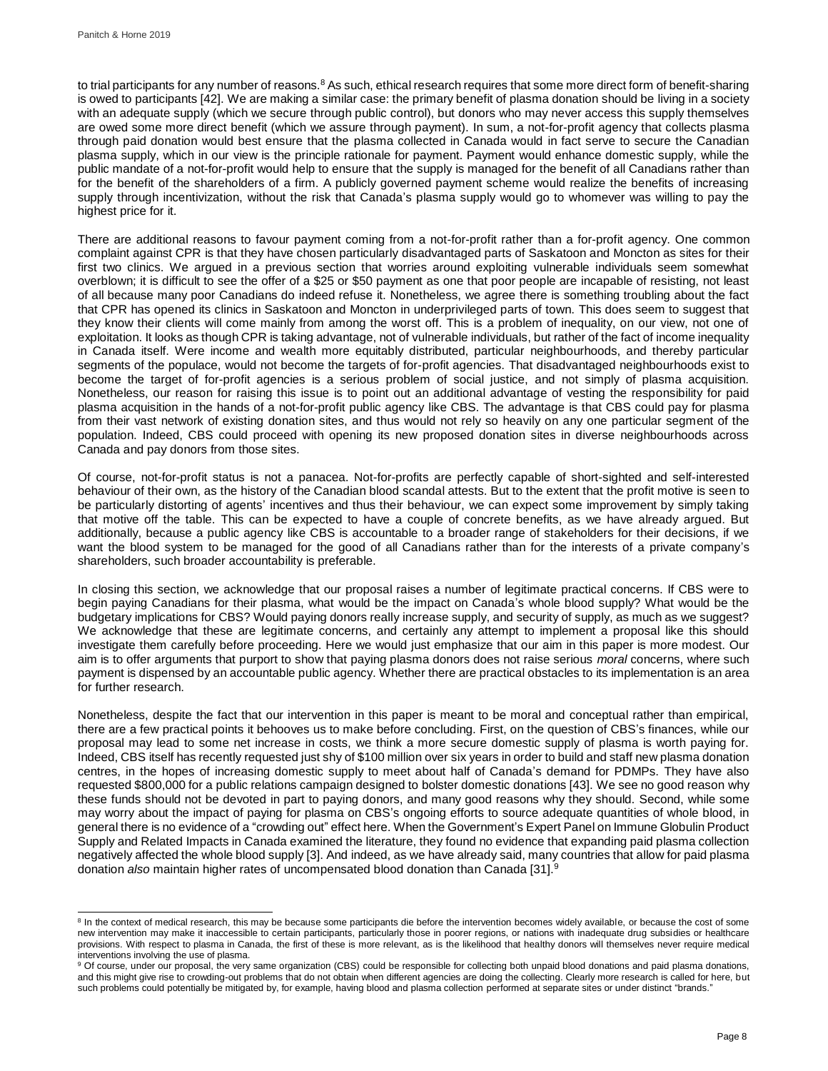to trial participants for any number of reasons.[8] As such, ethical research requires that some more direct form of benefit-sharing is owed to participants [42]. We are making a similar case: the primary benefit of plasma donation should be living in a society with an adequate supply (which we secure through public control), but donors who may never access this supply themselves are owed some more direct benefit (which we assure through payment). In sum, a not-for-profit agency that collects plasma through paid donation would best ensure that the plasma collected in Canada would in fact serve to secure the Canadian plasma supply, which in our view is the principle rationale for payment. Payment would enhance domestic supply, while the public mandate of a not-for-profit would help to ensure that the supply is managed for the benefit of all Canadians rather than for the benefit of the shareholders of a firm. A publicly governed payment scheme would realize the benefits of increasing supply through incentivization, without the risk that Canada's plasma supply would go to whomever was willing to pay the highest price for it.

There are additional reasons to favour payment coming from a not-for-profit rather than a for-profit agency. One common complaint against CPR is that they have chosen particularly disadvantaged parts of Saskatoon and Moncton as sites for their first two clinics. We argued in a previous section that worries around exploiting vulnerable individuals seem somewhat overblown; it is difficult to see the offer of a $25 or $50 payment as one that poor people are incapable of resisting, not least of all because many poor Canadians do indeed refuse it. Nonetheless, we agree there is something troubling about the fact that CPR has opened its clinics in Saskatoon and Moncton in underprivileged parts of town. This does seem to suggest that they know their clients will come mainly from among the worst off. This is a problem of inequality, on our view, not one of exploitation. It looks as though CPR is taking advantage, not of vulnerable individuals, but rather of the fact of income inequality in Canada itself. Were income and wealth more equitably distributed, particular neighbourhoods, and thereby particular segments of the populace, would not become the targets of for-profit agencies. That disadvantaged neighbourhoods exist to become the target of for-profit agencies is a serious problem of social justice, and not simply of plasma acquisition. Nonetheless, our reason for raising this issue is to point out an additional advantage of vesting the responsibility for paid plasma acquisition in the hands of a not-for-profit public agency like CBS. The advantage is that CBS could pay for plasma from their vast network of existing donation sites, and thus would not rely so heavily on any one particular segment of the population. Indeed, CBS could proceed with opening its new proposed donation sites in diverse neighbourhoods across Canada and pay donors from those sites.

Of course, not-for-profit status is not a panacea. Not-for-profits are perfectly capable of short-sighted and self-interested behaviour of their own, as the history of the Canadian blood scandal attests. But to the extent that the profit motive is seen to be particularly distorting of agents' incentives and thus their behaviour, we can expect some improvement by simply taking that motive off the table. This can be expected to have a couple of concrete benefits, as we have already argued. But additionally, because a public agency like CBS is accountable to a broader range of stakeholders for their decisions, if we want the blood system to be managed for the good of all Canadians rather than for the interests of a private company's shareholders, such broader accountability is preferable.

In closing this section, we acknowledge that our proposal raises a number of legitimate practical concerns. If CBS were to begin paying Canadians for their plasma, what would be the impact on Canada's whole blood supply? What would be the budgetary implications for CBS? Would paying donors really increase supply, and security of supply, as much as we suggest? We acknowledge that these are legitimate concerns, and certainly any attempt to implement a proposal like this should investigate them carefully before proceeding. Here we would just emphasize that our aim in this paper is more modest. Our aim is to offer arguments that purport to show that paying plasma donors does not raise serious *moral* concerns, where such payment is dispensed by an accountable public agency. Whether there are practical obstacles to its implementation is an area for further research.

Nonetheless, despite the fact that our intervention in this paper is meant to be moral and conceptual rather than empirical, there are a few practical points it behooves us to make before concluding. First, on the question of CBS's finances, while our proposal may lead to some net increase in costs, we think a more secure domestic supply of plasma is worth paying for. Indeed, CBS itself has recently requested just shy of $100 million over six years in order to build and staff new plasma donation centres, in the hopes of increasing domestic supply to meet about half of Canada's demand for PDMPs. They have also requested $800,000 for a public relations campaign designed to bolster domestic donations [43]. We see no good reason why these funds should not be devoted in part to paying donors, and many good reasons why they should. Second, while some may worry about the impact of paying for plasma on CBS's ongoing efforts to source adequate quantities of whole blood, in general there is no evidence of a "crowding out" effect here. When the Government's Expert Panel on Immune Globulin Product Supply and Related Impacts in Canada examined the literature, they found no evidence that expanding paid plasma collection negatively affected the whole blood supply [3]. And indeed, as we have already said, many countries that allow for paid plasma donation *also* maintain higher rates of uncompensated blood donation than Canada [31].[9]

---

[8] In the context of medical research, this may be because some participants die before the intervention becomes widely available, or because the cost of some new intervention may make it inaccessible to certain participants, particularly those in poorer regions, or nations with inadequate drug subsidies or healthcare provisions. With respect to plasma in Canada, the first of these is more relevant, as is the likelihood that healthy donors will themselves never require medical interventions involving the use of plasma.

[9] Of course, under our proposal, the very same organization (CBS) could be responsible for collecting both unpaid blood donations and paid plasma donations, and this might give rise to crowding-out problems that do not obtain when different agencies are doing the collecting. Clearly more research is called for here, but such problems could potentially be mitigated by, for example, having blood and plasma collection performed at separate sites or under distinct "brands."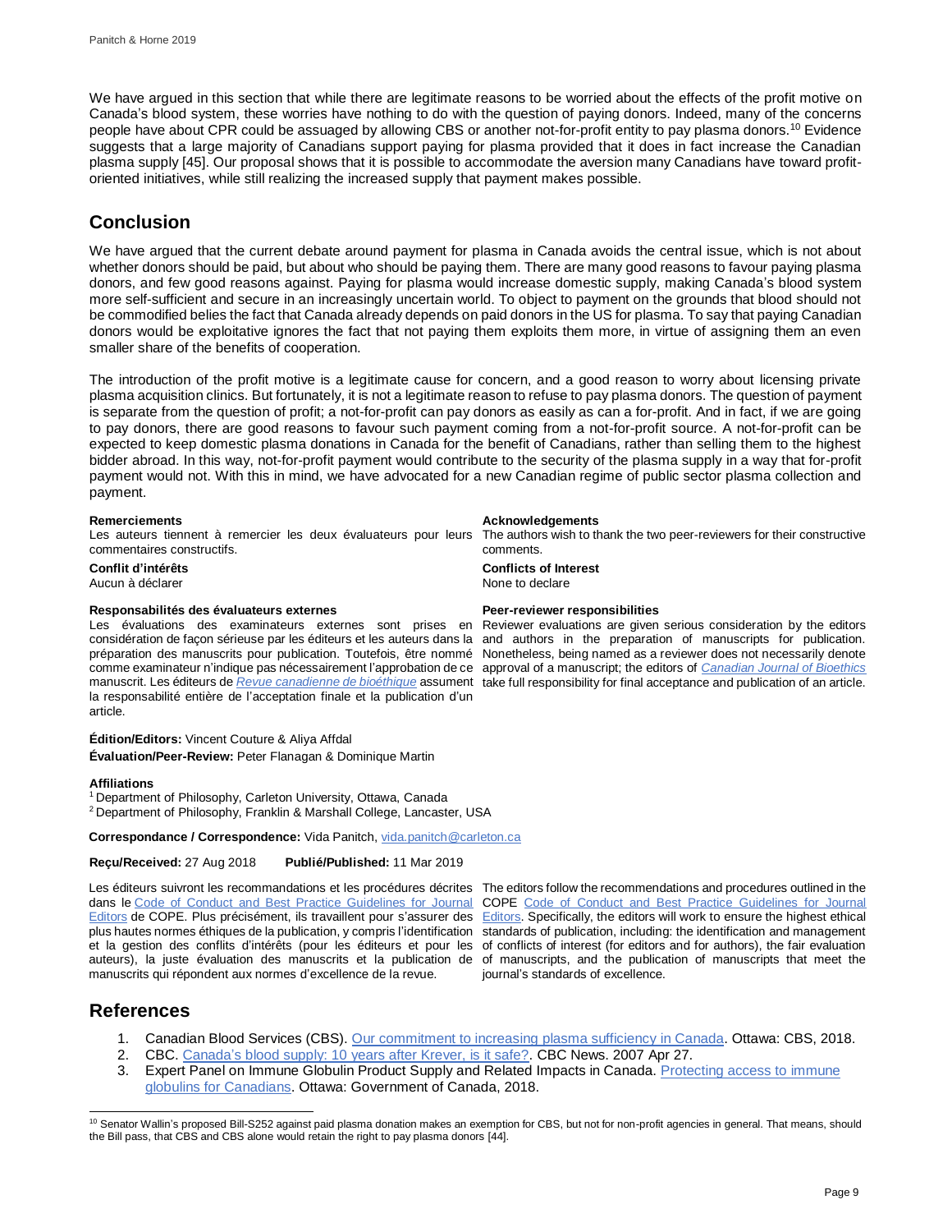We have argued in this section that while there are legitimate reasons to be worried about the effects of the profit motive on Canada's blood system, these worries have nothing to do with the question of paying donors. Indeed, many of the concerns people have about CPR could be assuaged by allowing CBS or another not-for-profit entity to pay plasma donors.[10] Evidence suggests that a large majority of Canadians support paying for plasma provided that it does in fact increase the Canadian plasma supply [45]. Our proposal shows that it is possible to accommodate the aversion many Canadians have toward profit-oriented initiatives, while still realizing the increased supply that payment makes possible.

## Conclusion

We have argued that the current debate around payment for plasma in Canada avoids the central issue, which is not about whether donors should be paid, but about who should be paying them. There are many good reasons to favour paying plasma donors, and few good reasons against. Paying for plasma would increase domestic supply, making Canada's blood system more self-sufficient and secure in an increasingly uncertain world. To object to payment on the grounds that blood should not be commodified belies the fact that Canada already depends on paid donors in the US for plasma. To say that paying Canadian donors would be exploitative ignores the fact that not paying them exploits them more, in virtue of assigning them an even smaller share of the benefits of cooperation.

The introduction of the profit motive is a legitimate cause for concern, and a good reason to worry about licensing private plasma acquisition clinics. But fortunately, it is not a legitimate reason to refuse to pay plasma donors. The question of payment is separate from the question of profit; a not-for-profit can pay donors as easily as can a for-profit. And in fact, if we are going to pay donors, there are good reasons to favour such payment coming from a not-for-profit source. A not-for-profit can be expected to keep domestic plasma donations in Canada for the benefit of Canadians, rather than selling them to the highest bidder abroad. In this way, not-for-profit payment would contribute to the security of the plasma supply in a way that for-profit payment would not. With this in mind, we have advocated for a new Canadian regime of public sector plasma collection and payment.

**Remerciements**
Les auteurs tiennent à remercier les deux évaluateurs pour leurs commentaires constructifs.

**Conflit d'intérêts**
Aucun à déclarer

**Responsabilités des évaluateurs externes**
Les évaluations des examinateurs externes sont prises en considération de façon sérieuse par les éditeurs et les auteurs dans la préparation des manuscrits pour publication. Toutefois, être nommé comme examinateur n'indique pas nécessairement l'approbation de ce manuscrit. Les éditeurs de *Revue canadienne de bioéthique* assument la responsabilité entière de l'acceptation finale et la publication d'un article.

**Acknowledgements**
The authors wish to thank the two peer-reviewers for their constructive comments.

**Conflicts of Interest**
None to declare

**Peer-reviewer responsibilities**
Reviewer evaluations are given serious consideration by the editors and authors in the preparation of manuscripts for publication. Nonetheless, being named as a reviewer does not necessarily denote approval of a manuscript; the editors of *Canadian Journal of Bioethics* take full responsibility for final acceptance and publication of an article.

**Édition/Editors:** Vincent Couture & Aliya Affdal

**Évaluation/Peer-Review:** Peter Flanagan & Dominique Martin

**Affiliations**
[1] Department of Philosophy, Carleton University, Ottawa, Canada
[2] Department of Philosophy, Franklin & Marshall College, Lancaster, USA

**Correspondance / Correspondence:** Vida Panitch, vida.panitch@carleton.ca

**Reçu/Received:** 27 Aug 2018 **Publié/Published:** 11 Mar 2019

Les éditeurs suivront les recommandations et les procédures décrites dans le Code of Conduct and Best Practice Guidelines for Journal Editors de COPE. Plus précisément, ils travaillent pour s'assurer des plus hautes normes éthiques de la publication, y compris l'identification et la gestion des conflits d'intérêts (pour les éditeurs et pour les auteurs), la juste évaluation des manuscrits et la publication de manuscrits qui répondent aux normes d'excellence de la revue.

The editors follow the recommendations and procedures outlined in the COPE Code of Conduct and Best Practice Guidelines for Journal Editors. Specifically, the editors will work to ensure the highest ethical standards of publication, including: the identification and management of conflicts of interest (for editors and for authors), the fair evaluation of manuscripts, and the publication of manuscripts that meet the journal's standards of excellence.

## References

1. Canadian Blood Services (CBS). Our commitment to increasing plasma sufficiency in Canada. Ottawa: CBS, 2018.
2. CBC. Canada's blood supply: 10 years after Krever, is it safe?. CBC News. 2007 Apr 27.
3. Expert Panel on Immune Globulin Product Supply and Related Impacts in Canada. Protecting access to immune globulins for Canadians. Ottawa: Government of Canada, 2018.

[10] Senator Wallin's proposed Bill-S252 against paid plasma donation makes an exemption for CBS, but not for non-profit agencies in general. That means, should the Bill pass, that CBS and CBS alone would retain the right to pay plasma donors [44].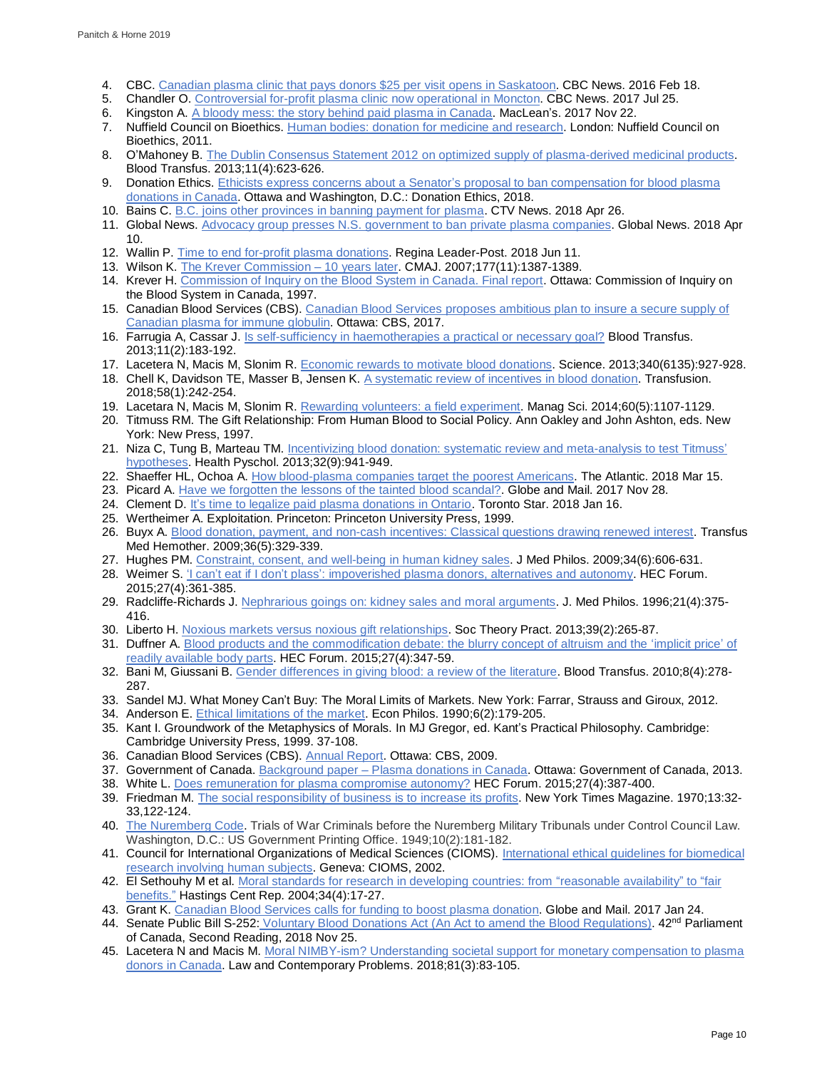4. CBC. Canadian plasma clinic that pays donors $25 per visit opens in Saskatoon. CBC News. 2016 Feb 18.
5. Chandler O. Controversial for-profit plasma clinic now operational in Moncton. CBC News. 2017 Jul 25.
6. Kingston A. A bloody mess: the story behind paid plasma in Canada. MacLean's. 2017 Nov 22.
7. Nuffield Council on Bioethics. Human bodies: donation for medicine and research. London: Nuffield Council on Bioethics, 2011.
8. O'Mahoney B. The Dublin Consensus Statement 2012 on optimized supply of plasma-derived medicinal products. Blood Transfus. 2013;11(4):623-626.
9. Donation Ethics. Ethicists express concerns about a Senator's proposal to ban compensation for blood plasma donations in Canada. Ottawa and Washington, D.C.: Donation Ethics, 2018.
10. Bains C. B.C. joins other provinces in banning payment for plasma. CTV News. 2018 Apr 26.
11. Global News. Advocacy group presses N.S. government to ban private plasma companies. Global News. 2018 Apr 10.
12. Wallin P. Time to end for-profit plasma donations. Regina Leader-Post. 2018 Jun 11.
13. Wilson K. The Krever Commission – 10 years later. CMAJ. 2007;177(11):1387-1389.
14. Krever H. Commission of Inquiry on the Blood System in Canada. Final report. Ottawa: Commission of Inquiry on the Blood System in Canada, 1997.
15. Canadian Blood Services (CBS). Canadian Blood Services proposes ambitious plan to insure a secure supply of Canadian plasma for immune globulin. Ottawa: CBS, 2017.
16. Farrugia A, Cassar J. Is self-sufficiency in haemotherapies a practical or necessary goal? Blood Transfus. 2013;11(2):183-192.
17. Lacetera N, Macis M, Slonim R. Economic rewards to motivate blood donations. Science. 2013;340(6135):927-928.
18. Chell K, Davidson TE, Masser B, Jensen K. A systematic review of incentives in blood donation. Transfusion. 2018;58(1):242-254.
19. Lacetera N, Macis M, Slonim R. Rewarding volunteers: a field experiment. Manag Sci. 2014;60(5):1107-1129.
20. Titmuss RM. The Gift Relationship: From Human Blood to Social Policy. Ann Oakley and John Ashton, eds. New York: New Press, 1997.
21. Niza C, Tung B, Marteau TM. Incentivizing blood donation: systematic review and meta-analysis to test Titmuss' hypotheses. Health Pyschol. 2013;32(9):941-949.
22. Shaeffer HL, Ochoa A. How blood-plasma companies target the poorest Americans. The Atlantic. 2018 Mar 15.
23. Picard A. Have we forgotten the lessons of the tainted blood scandal?. Globe and Mail. 2017 Nov 28.
24. Clement D. It's time to legalize paid plasma donations in Ontario. Toronto Star. 2018 Jan 16.
25. Wertheimer A. Exploitation. Princeton: Princeton University Press, 1999.
26. Buyx A. Blood donation, payment, and non-cash incentives: Classical questions drawing renewed interest. Transfus Med Hemother. 2009;36(5):329-339.
27. Hughes PM. Constraint, consent, and well-being in human kidney sales. J Med Philos. 2009;34(6):606-631.
28. Weimer S. 'I can't eat if I don't plass': impoverished plasma donors, alternatives and autonomy. HEC Forum. 2015;27(4):361-385.
29. Radcliffe-Richards J. Nephrarious goings on: kidney sales and moral arguments. J. Med Philos. 1996;21(4):375-416.
30. Liberto H. Noxious markets versus noxious gift relationships. Soc Theory Pract. 2013;39(2):265-87.
31. Duffner A. Blood products and the commodification debate: the blurry concept of altruism and the 'implicit price' of readily available body parts. HEC Forum. 2015;27(4):347-59.
32. Bani M, Giussani B. Gender differences in giving blood: a review of the literature. Blood Transfus. 2010;8(4):278-287.
33. Sandel MJ. What Money Can't Buy: The Moral Limits of Markets. New York: Farrar, Strauss and Giroux, 2012.
34. Anderson E. Ethical limitations of the market. Econ Philos. 1990;6(2):179-205.
35. Kant I. Groundwork of the Metaphysics of Morals. In MJ Gregor, ed. Kant's Practical Philosophy. Cambridge: Cambridge University Press, 1999. 37-108.
36. Canadian Blood Services (CBS). Annual Report. Ottawa: CBS, 2009.
37. Government of Canada. Background paper – Plasma donations in Canada. Ottawa: Government of Canada, 2013.
38. White L. Does remuneration for plasma compromise autonomy? HEC Forum. 2015;27(4):387-400.
39. Friedman M. The social responsibility of business is to increase its profits. New York Times Magazine. 1970;13:32-33,122-124.
40. The Nuremberg Code. Trials of War Criminals before the Nuremberg Military Tribunals under Control Council Law. Washington, D.C.: US Government Printing Office. 1949;10(2):181-182.
41. Council for International Organizations of Medical Sciences (CIOMS). International ethical guidelines for biomedical research involving human subjects. Geneva: CIOMS, 2002.
42. El Sethouhy M et al. Moral standards for research in developing countries: from "reasonable availability" to "fair benefits." Hastings Cent Rep. 2004;34(4):17-27.
43. Grant K. Canadian Blood Services calls for funding to boost plasma donation. Globe and Mail. 2017 Jan 24.
44. Senate Public Bill S-252: Voluntary Blood Donations Act (An Act to amend the Blood Regulations). 42nd Parliament of Canada, Second Reading, 2018 Nov 25.
45. Lacetera N and Macis M. Moral NIMBY-ism? Understanding societal support for monetary compensation to plasma donors in Canada. Law and Contemporary Problems. 2018;81(3):83-105.